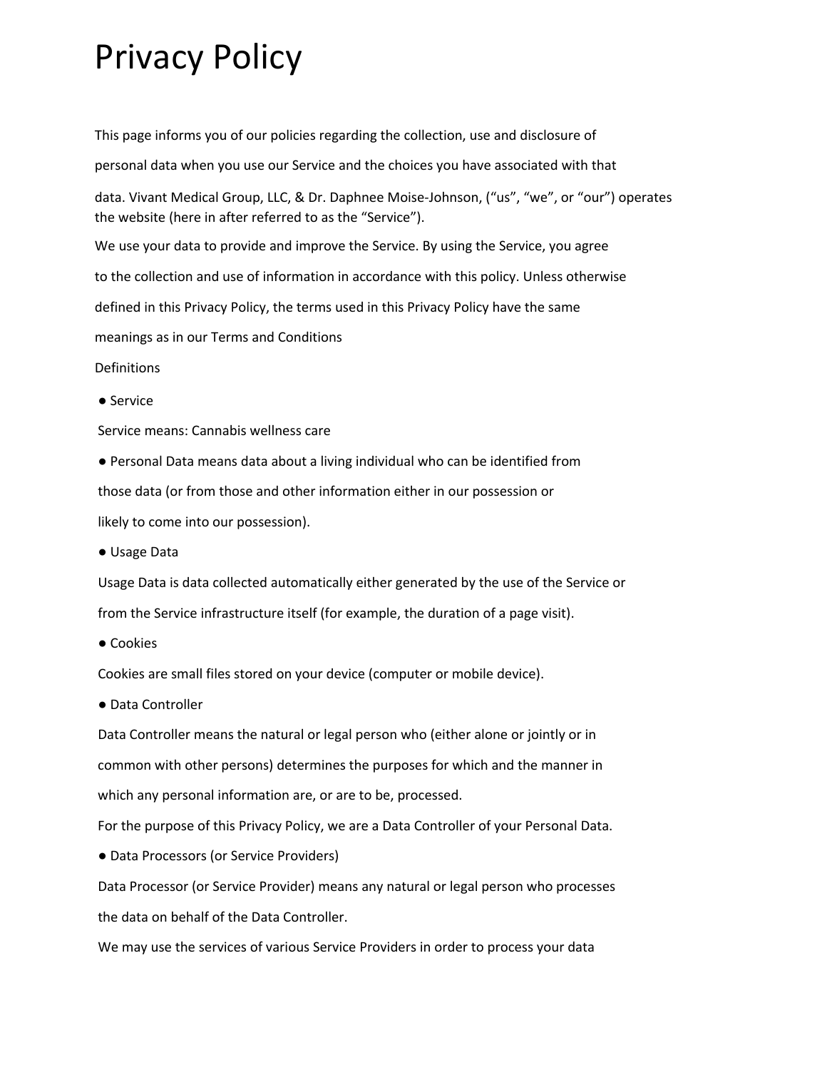# Privacy Policy

This page informs you of our policies regarding the collection, use and disclosure of personal data when you use our Service and the choices you have associated with that data. Vivant Medical Group, LLC, & Dr. Daphnee Moise-Johnson, ("us", "we", or "our") operates the website (here in after referred to as the "Service").

We use your data to provide and improve the Service. By using the Service, you agree to the collection and use of information in accordance with this policy. Unless otherwise defined in this Privacy Policy, the terms used in this Privacy Policy have the same meanings as in our Terms and Conditions

Definitions

- Service

  Service means: Cannabis wellness care

- Personal Data means data about a living individual who can be identified from those data (or from those and other information either in our possession or likely to come into our possession).

- Usage Data

  Usage Data is data collected automatically either generated by the use of the Service or from the Service infrastructure itself (for example, the duration of a page visit).

- Cookies

  Cookies are small files stored on your device (computer or mobile device).

- Data Controller

  Data Controller means the natural or legal person who (either alone or jointly or in common with other persons) determines the purposes for which and the manner in which any personal information are, or are to be, processed.

  For the purpose of this Privacy Policy, we are a Data Controller of your Personal Data.

- Data Processors (or Service Providers)

  Data Processor (or Service Provider) means any natural or legal person who processes the data on behalf of the Data Controller.

  We may use the services of various Service Providers in order to process your data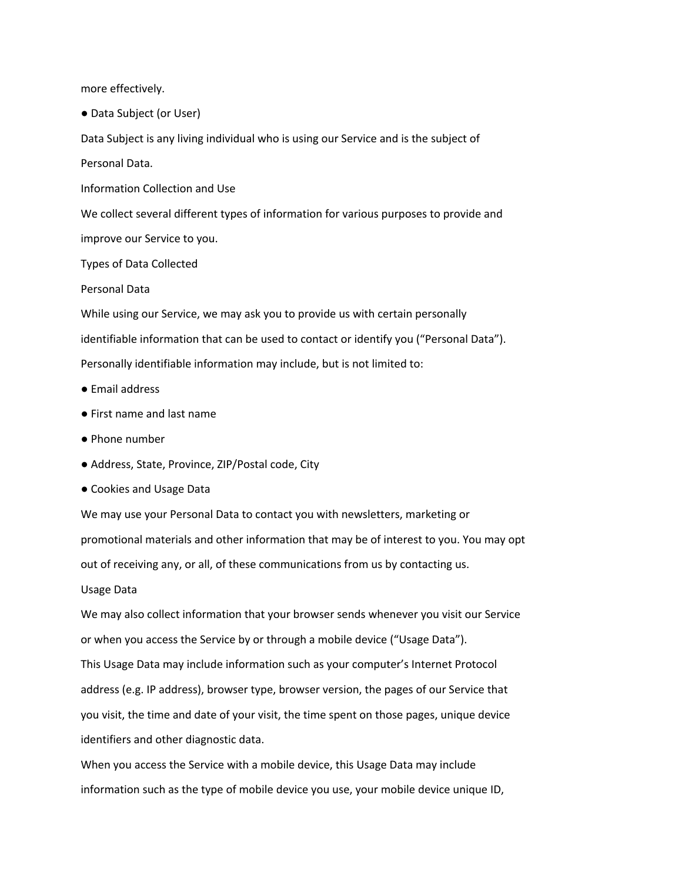more effectively.

- Data Subject (or User)

Data Subject is any living individual who is using our Service and is the subject of Personal Data.

Information Collection and Use

We collect several different types of information for various purposes to provide and improve our Service to you.

Types of Data Collected

Personal Data

While using our Service, we may ask you to provide us with certain personally identifiable information that can be used to contact or identify you ("Personal Data"). Personally identifiable information may include, but is not limited to:

- Email address
- First name and last name
- Phone number
- Address, State, Province, ZIP/Postal code, City
- Cookies and Usage Data

We may use your Personal Data to contact you with newsletters, marketing or promotional materials and other information that may be of interest to you. You may opt out of receiving any, or all, of these communications from us by contacting us.

Usage Data

We may also collect information that your browser sends whenever you visit our Service or when you access the Service by or through a mobile device ("Usage Data").

This Usage Data may include information such as your computer's Internet Protocol address (e.g. IP address), browser type, browser version, the pages of our Service that you visit, the time and date of your visit, the time spent on those pages, unique device identifiers and other diagnostic data.

When you access the Service with a mobile device, this Usage Data may include information such as the type of mobile device you use, your mobile device unique ID,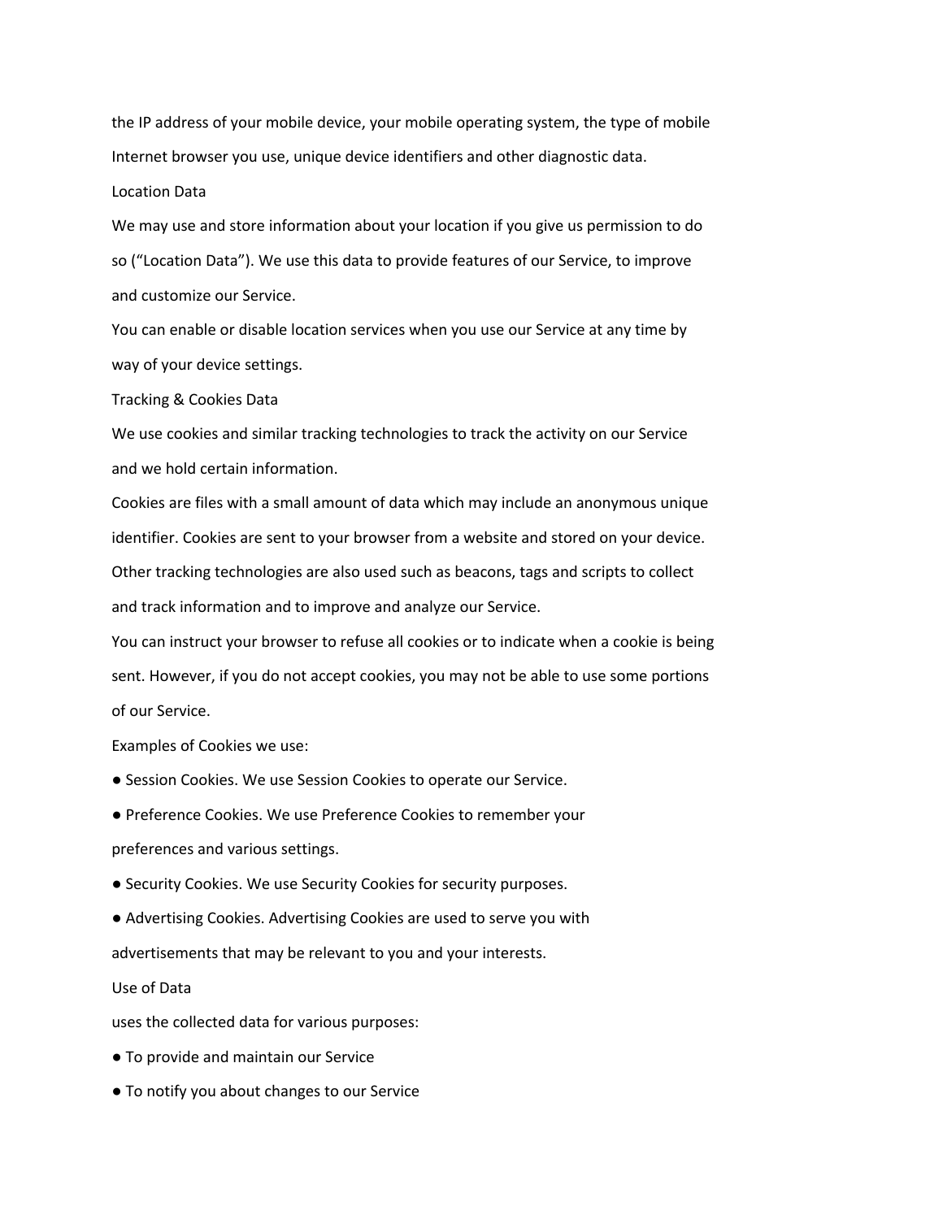the IP address of your mobile device, your mobile operating system, the type of mobile Internet browser you use, unique device identifiers and other diagnostic data.

### Location Data

We may use and store information about your location if you give us permission to do so (“Location Data”). We use this data to provide features of our Service, to improve and customize our Service.

You can enable or disable location services when you use our Service at any time by way of your device settings.

### Tracking & Cookies Data

We use cookies and similar tracking technologies to track the activity on our Service and we hold certain information.

Cookies are files with a small amount of data which may include an anonymous unique identifier. Cookies are sent to your browser from a website and stored on your device.

Other tracking technologies are also used such as beacons, tags and scripts to collect and track information and to improve and analyze our Service.

You can instruct your browser to refuse all cookies or to indicate when a cookie is being sent. However, if you do not accept cookies, you may not be able to use some portions of our Service.

Examples of Cookies we use:

- Session Cookies. We use Session Cookies to operate our Service.
- Preference Cookies. We use Preference Cookies to remember your preferences and various settings.
- Security Cookies. We use Security Cookies for security purposes.
- Advertising Cookies. Advertising Cookies are used to serve you with advertisements that may be relevant to you and your interests.

## Use of Data

uses the collected data for various purposes:

- To provide and maintain our Service
- To notify you about changes to our Service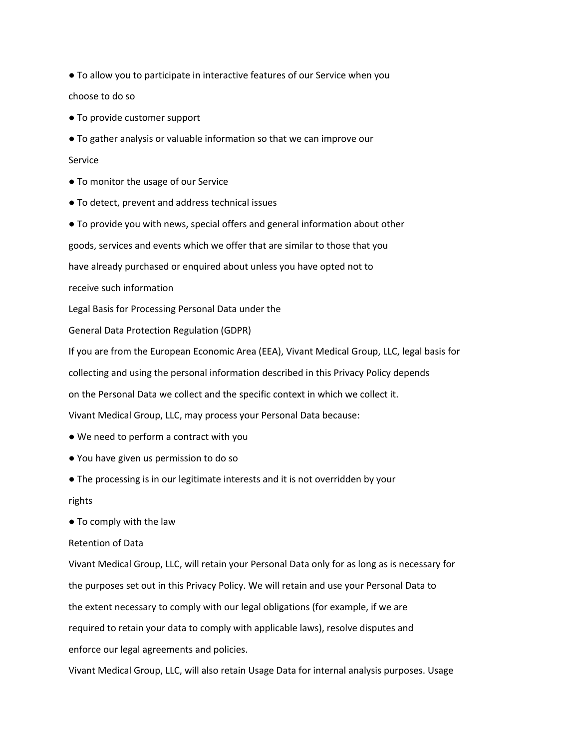- To allow you to participate in interactive features of our Service when you choose to do so
- To provide customer support
- To gather analysis or valuable information so that we can improve our Service
- To monitor the usage of our Service
- To detect, prevent and address technical issues
- To provide you with news, special offers and general information about other goods, services and events which we offer that are similar to those that you have already purchased or enquired about unless you have opted not to receive such information

## Legal Basis for Processing Personal Data under the General Data Protection Regulation (GDPR)

If you are from the European Economic Area (EEA), Vivant Medical Group, LLC, legal basis for collecting and using the personal information described in this Privacy Policy depends on the Personal Data we collect and the specific context in which we collect it.

Vivant Medical Group, LLC, may process your Personal Data because:

- We need to perform a contract with you
- You have given us permission to do so
- The processing is in our legitimate interests and it is not overridden by your rights
- To comply with the law

## Retention of Data

Vivant Medical Group, LLC, will retain your Personal Data only for as long as is necessary for the purposes set out in this Privacy Policy. We will retain and use your Personal Data to the extent necessary to comply with our legal obligations (for example, if we are required to retain your data to comply with applicable laws), resolve disputes and enforce our legal agreements and policies.

Vivant Medical Group, LLC, will also retain Usage Data for internal analysis purposes. Usage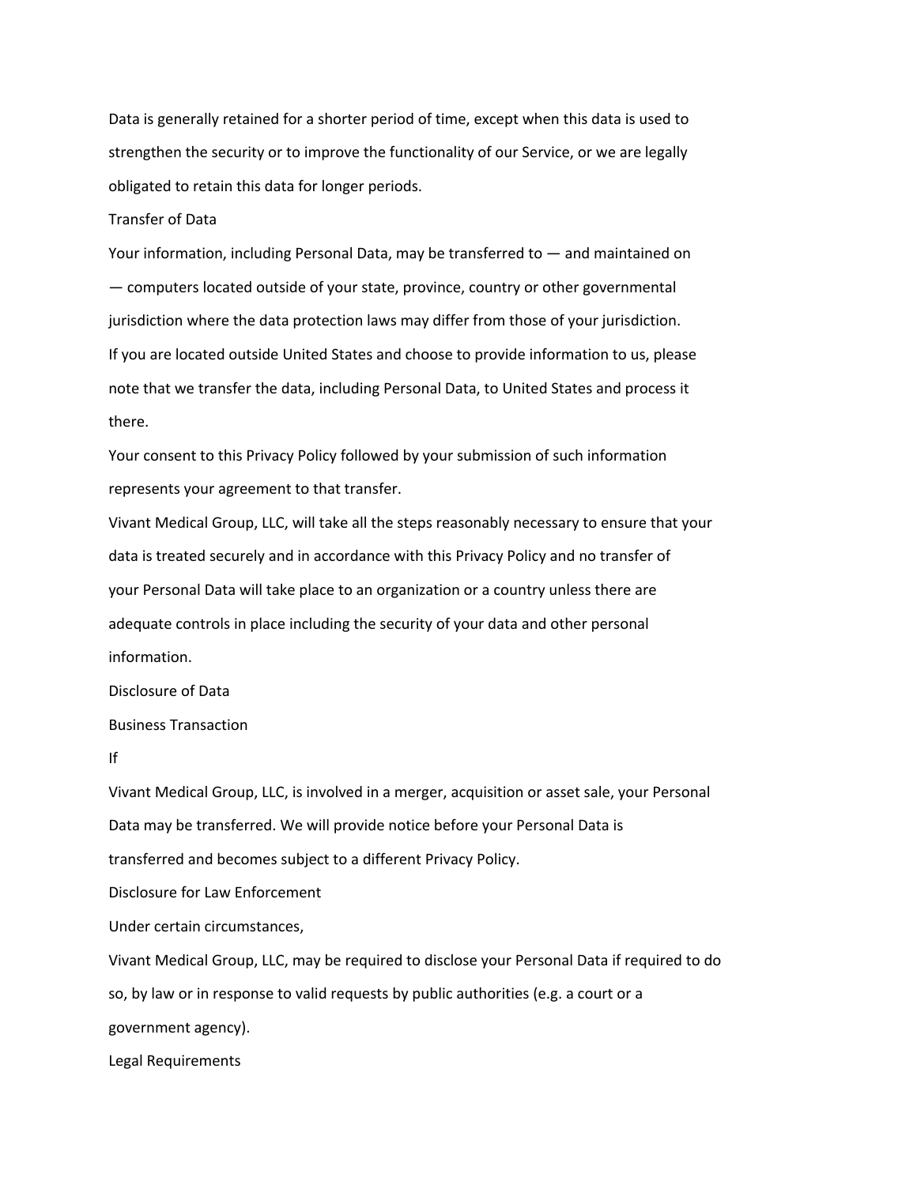Data is generally retained for a shorter period of time, except when this data is used to strengthen the security or to improve the functionality of our Service, or we are legally obligated to retain this data for longer periods.

## Transfer of Data

Your information, including Personal Data, may be transferred to — and maintained on — computers located outside of your state, province, country or other governmental jurisdiction where the data protection laws may differ from those of your jurisdiction.

If you are located outside United States and choose to provide information to us, please note that we transfer the data, including Personal Data, to United States and process it there.

Your consent to this Privacy Policy followed by your submission of such information represents your agreement to that transfer.

Vivant Medical Group, LLC, will take all the steps reasonably necessary to ensure that your data is treated securely and in accordance with this Privacy Policy and no transfer of your Personal Data will take place to an organization or a country unless there are adequate controls in place including the security of your data and other personal information.

## Disclosure of Data

### Business Transaction

If

Vivant Medical Group, LLC, is involved in a merger, acquisition or asset sale, your Personal Data may be transferred. We will provide notice before your Personal Data is transferred and becomes subject to a different Privacy Policy.

### Disclosure for Law Enforcement

Under certain circumstances,

Vivant Medical Group, LLC, may be required to disclose your Personal Data if required to do so, by law or in response to valid requests by public authorities (e.g. a court or a government agency).

### Legal Requirements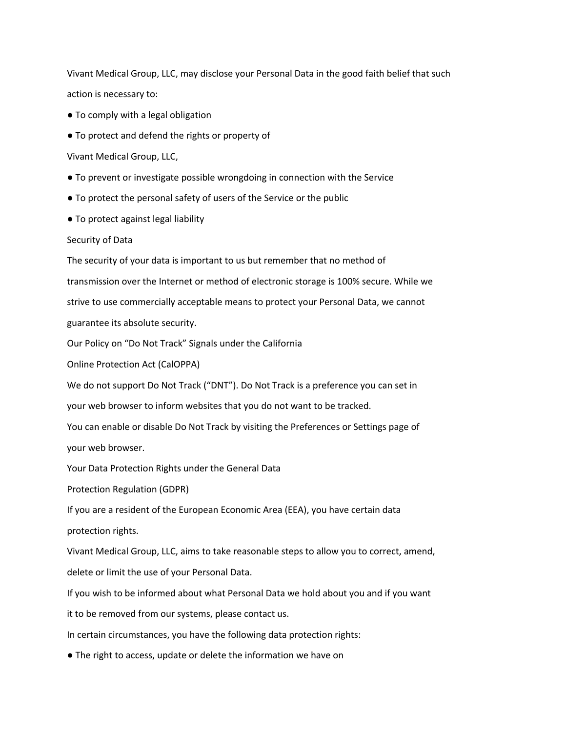Vivant Medical Group, LLC, may disclose your Personal Data in the good faith belief that such action is necessary to:

- To comply with a legal obligation
- To protect and defend the rights or property of

Vivant Medical Group, LLC,

- To prevent or investigate possible wrongdoing in connection with the Service
- To protect the personal safety of users of the Service or the public
- To protect against legal liability

## Security of Data

The security of your data is important to us but remember that no method of transmission over the Internet or method of electronic storage is 100% secure. While we strive to use commercially acceptable means to protect your Personal Data, we cannot guarantee its absolute security.

## Our Policy on "Do Not Track" Signals under the California Online Protection Act (CalOPPA)

We do not support Do Not Track ("DNT"). Do Not Track is a preference you can set in your web browser to inform websites that you do not want to be tracked.

You can enable or disable Do Not Track by visiting the Preferences or Settings page of your web browser.

## Your Data Protection Rights under the General Data Protection Regulation (GDPR)

If you are a resident of the European Economic Area (EEA), you have certain data protection rights.

Vivant Medical Group, LLC, aims to take reasonable steps to allow you to correct, amend, delete or limit the use of your Personal Data.

If you wish to be informed about what Personal Data we hold about you and if you want it to be removed from our systems, please contact us.

In certain circumstances, you have the following data protection rights:

- The right to access, update or delete the information we have on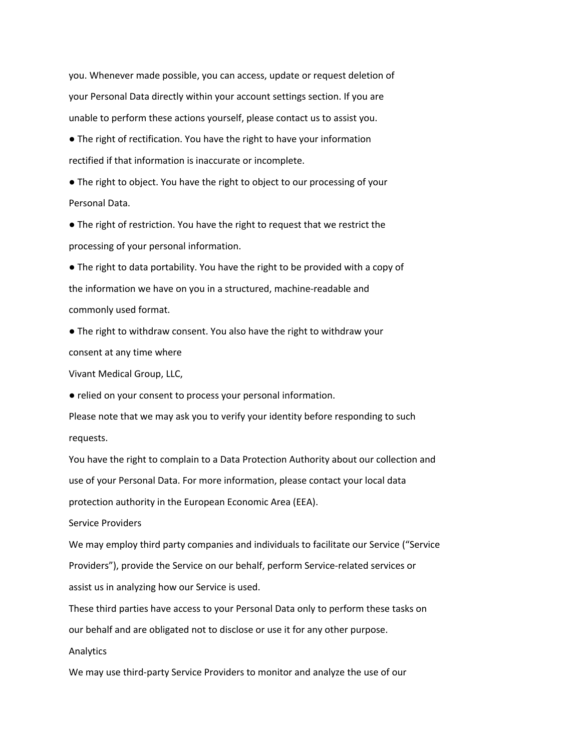you. Whenever made possible, you can access, update or request deletion of your Personal Data directly within your account settings section. If you are unable to perform these actions yourself, please contact us to assist you.

- The right of rectification. You have the right to have your information rectified if that information is inaccurate or incomplete.
- The right to object. You have the right to object to our processing of your Personal Data.
- The right of restriction. You have the right to request that we restrict the processing of your personal information.
- The right to data portability. You have the right to be provided with a copy of the information we have on you in a structured, machine-readable and commonly used format.
- The right to withdraw consent. You also have the right to withdraw your consent at any time where

Vivant Medical Group, LLC,

- relied on your consent to process your personal information.

Please note that we may ask you to verify your identity before responding to such requests.

You have the right to complain to a Data Protection Authority about our collection and use of your Personal Data. For more information, please contact your local data protection authority in the European Economic Area (EEA).

Service Providers

We may employ third party companies and individuals to facilitate our Service ("Service Providers"), provide the Service on our behalf, perform Service-related services or assist us in analyzing how our Service is used.

These third parties have access to your Personal Data only to perform these tasks on our behalf and are obligated not to disclose or use it for any other purpose.

Analytics

We may use third-party Service Providers to monitor and analyze the use of our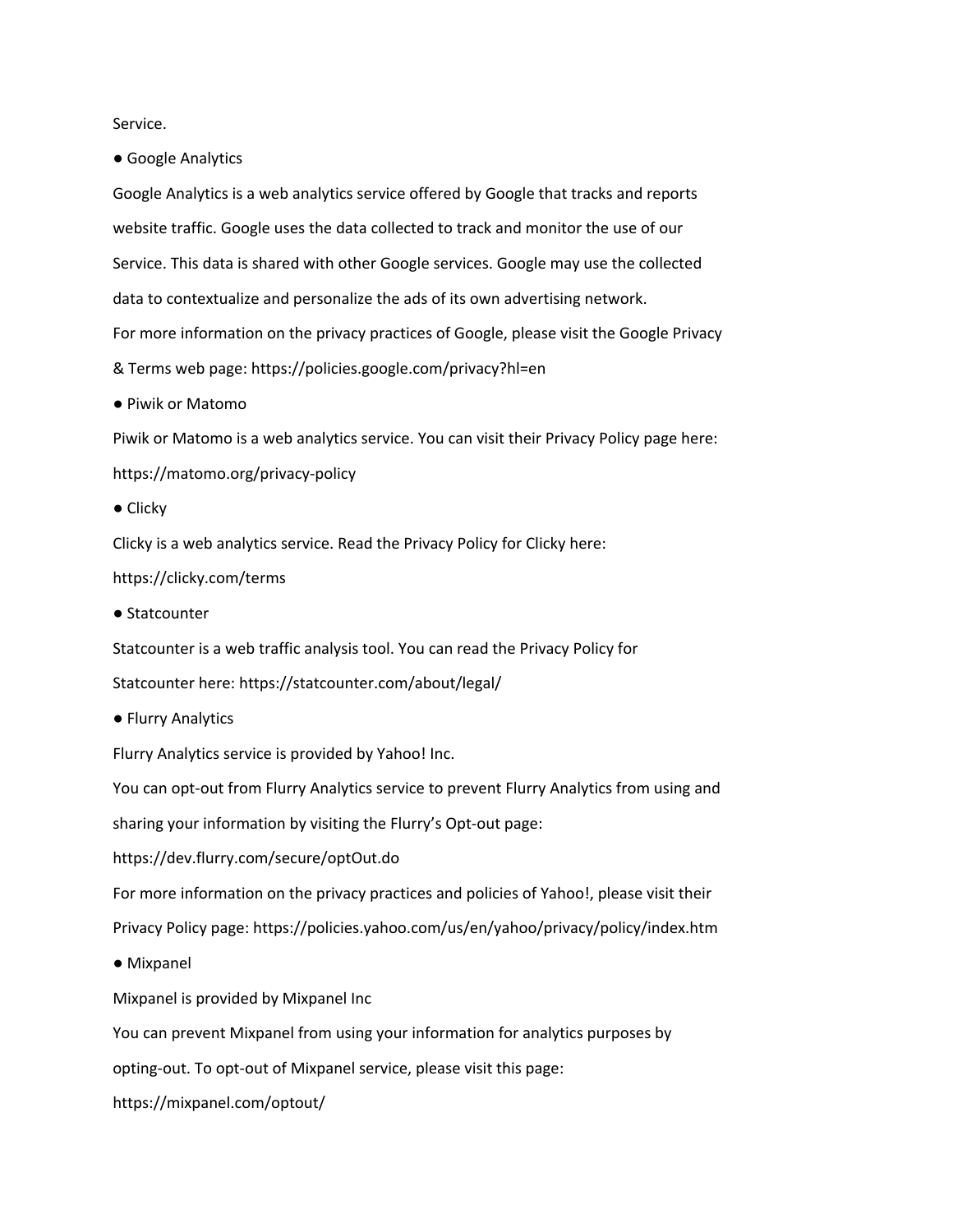Service.

- Google Analytics

Google Analytics is a web analytics service offered by Google that tracks and reports website traffic. Google uses the data collected to track and monitor the use of our Service. This data is shared with other Google services. Google may use the collected data to contextualize and personalize the ads of its own advertising network.
For more information on the privacy practices of Google, please visit the Google Privacy & Terms web page: https://policies.google.com/privacy?hl=en

- Piwik or Matomo

Piwik or Matomo is a web analytics service. You can visit their Privacy Policy page here: https://matomo.org/privacy-policy

- Clicky

Clicky is a web analytics service. Read the Privacy Policy for Clicky here: https://clicky.com/terms

- Statcounter

Statcounter is a web traffic analysis tool. You can read the Privacy Policy for Statcounter here: https://statcounter.com/about/legal/

- Flurry Analytics

Flurry Analytics service is provided by Yahoo! Inc.

You can opt-out from Flurry Analytics service to prevent Flurry Analytics from using and sharing your information by visiting the Flurry's Opt-out page: https://dev.flurry.com/secure/optOut.do

For more information on the privacy practices and policies of Yahoo!, please visit their Privacy Policy page: https://policies.yahoo.com/us/en/yahoo/privacy/policy/index.htm

- Mixpanel

Mixpanel is provided by Mixpanel Inc

You can prevent Mixpanel from using your information for analytics purposes by opting-out. To opt-out of Mixpanel service, please visit this page: https://mixpanel.com/optout/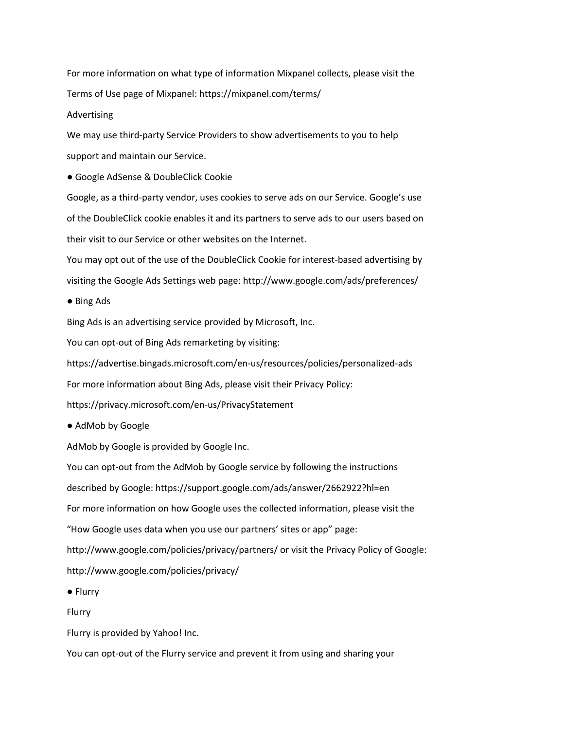For more information on what type of information Mixpanel collects, please visit the Terms of Use page of Mixpanel: https://mixpanel.com/terms/

Advertising

We may use third-party Service Providers to show advertisements to you to help support and maintain our Service.

● Google AdSense & DoubleClick Cookie

Google, as a third-party vendor, uses cookies to serve ads on our Service. Google's use of the DoubleClick cookie enables it and its partners to serve ads to our users based on their visit to our Service or other websites on the Internet.

You may opt out of the use of the DoubleClick Cookie for interest-based advertising by visiting the Google Ads Settings web page: http://www.google.com/ads/preferences/

● Bing Ads

Bing Ads is an advertising service provided by Microsoft, Inc.

You can opt-out of Bing Ads remarketing by visiting:

https://advertise.bingads.microsoft.com/en-us/resources/policies/personalized-ads

For more information about Bing Ads, please visit their Privacy Policy:

https://privacy.microsoft.com/en-us/PrivacyStatement

● AdMob by Google

AdMob by Google is provided by Google Inc.

You can opt-out from the AdMob by Google service by following the instructions described by Google: https://support.google.com/ads/answer/2662922?hl=en

For more information on how Google uses the collected information, please visit the "How Google uses data when you use our partners' sites or app" page: http://www.google.com/policies/privacy/partners/ or visit the Privacy Policy of Google: http://www.google.com/policies/privacy/

● Flurry

Flurry

Flurry is provided by Yahoo! Inc.

You can opt-out of the Flurry service and prevent it from using and sharing your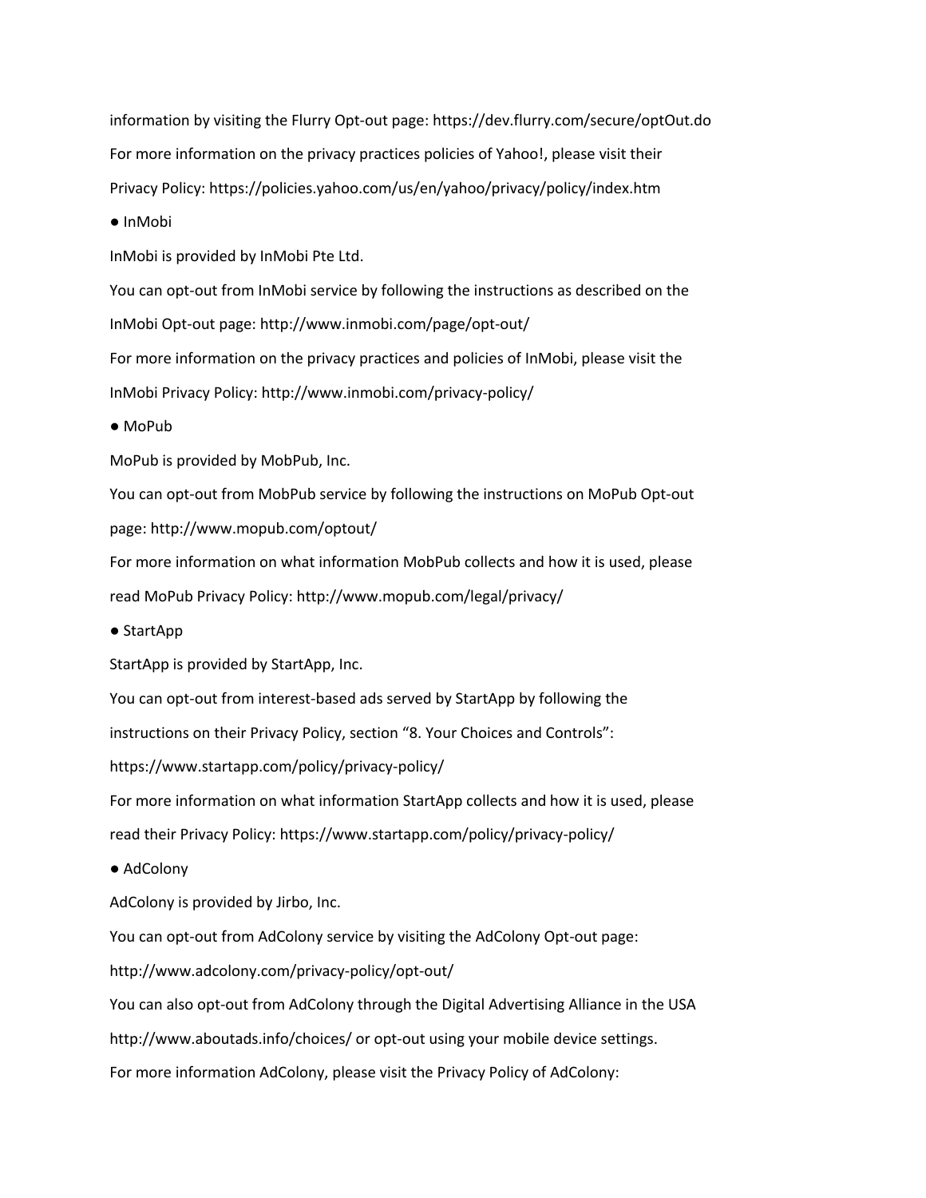information by visiting the Flurry Opt-out page: https://dev.flurry.com/secure/optOut.do

For more information on the privacy practices policies of Yahoo!, please visit their Privacy Policy: https://policies.yahoo.com/us/en/yahoo/privacy/policy/index.htm

● InMobi

InMobi is provided by InMobi Pte Ltd.

You can opt-out from InMobi service by following the instructions as described on the InMobi Opt-out page: http://www.inmobi.com/page/opt-out/

For more information on the privacy practices and policies of InMobi, please visit the InMobi Privacy Policy: http://www.inmobi.com/privacy-policy/

● MoPub

MoPub is provided by MobPub, Inc.

You can opt-out from MobPub service by following the instructions on MoPub Opt-out page: http://www.mopub.com/optout/

For more information on what information MobPub collects and how it is used, please read MoPub Privacy Policy: http://www.mopub.com/legal/privacy/

● StartApp

StartApp is provided by StartApp, Inc.

You can opt-out from interest-based ads served by StartApp by following the instructions on their Privacy Policy, section “8. Your Choices and Controls”: https://www.startapp.com/policy/privacy-policy/

For more information on what information StartApp collects and how it is used, please read their Privacy Policy: https://www.startapp.com/policy/privacy-policy/

● AdColony

AdColony is provided by Jirbo, Inc.

You can opt-out from AdColony service by visiting the AdColony Opt-out page: http://www.adcolony.com/privacy-policy/opt-out/

You can also opt-out from AdColony through the Digital Advertising Alliance in the USA http://www.aboutads.info/choices/ or opt-out using your mobile device settings.

For more information AdColony, please visit the Privacy Policy of AdColony: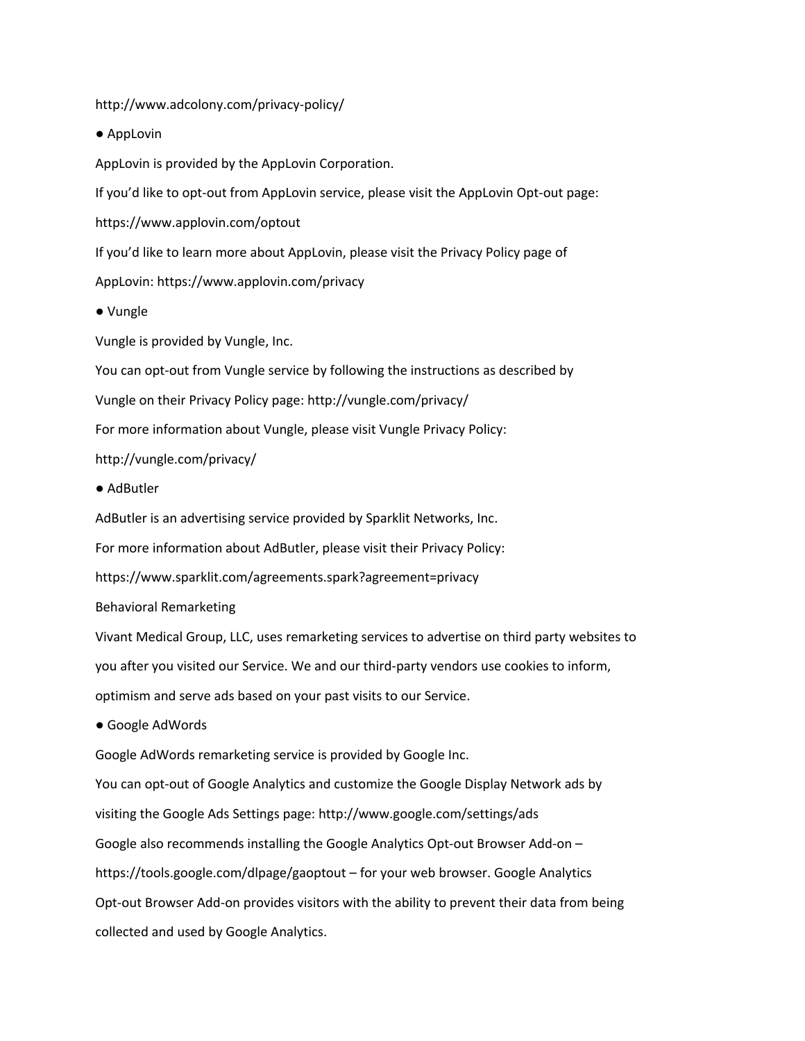http://www.adcolony.com/privacy-policy/

● AppLovin

AppLovin is provided by the AppLovin Corporation.

If you'd like to opt-out from AppLovin service, please visit the AppLovin Opt-out page:

https://www.applovin.com/optout

If you'd like to learn more about AppLovin, please visit the Privacy Policy page of

AppLovin: https://www.applovin.com/privacy

● Vungle

Vungle is provided by Vungle, Inc.

You can opt-out from Vungle service by following the instructions as described by

Vungle on their Privacy Policy page: http://vungle.com/privacy/

For more information about Vungle, please visit Vungle Privacy Policy:

http://vungle.com/privacy/

● AdButler

AdButler is an advertising service provided by Sparklit Networks, Inc.

For more information about AdButler, please visit their Privacy Policy:

https://www.sparklit.com/agreements.spark?agreement=privacy

Behavioral Remarketing

Vivant Medical Group, LLC, uses remarketing services to advertise on third party websites to you after you visited our Service. We and our third-party vendors use cookies to inform, optimism and serve ads based on your past visits to our Service.

● Google AdWords

Google AdWords remarketing service is provided by Google Inc.

You can opt-out of Google Analytics and customize the Google Display Network ads by visiting the Google Ads Settings page: http://www.google.com/settings/ads

Google also recommends installing the Google Analytics Opt-out Browser Add-on – https://tools.google.com/dlpage/gaoptout – for your web browser. Google Analytics Opt-out Browser Add-on provides visitors with the ability to prevent their data from being collected and used by Google Analytics.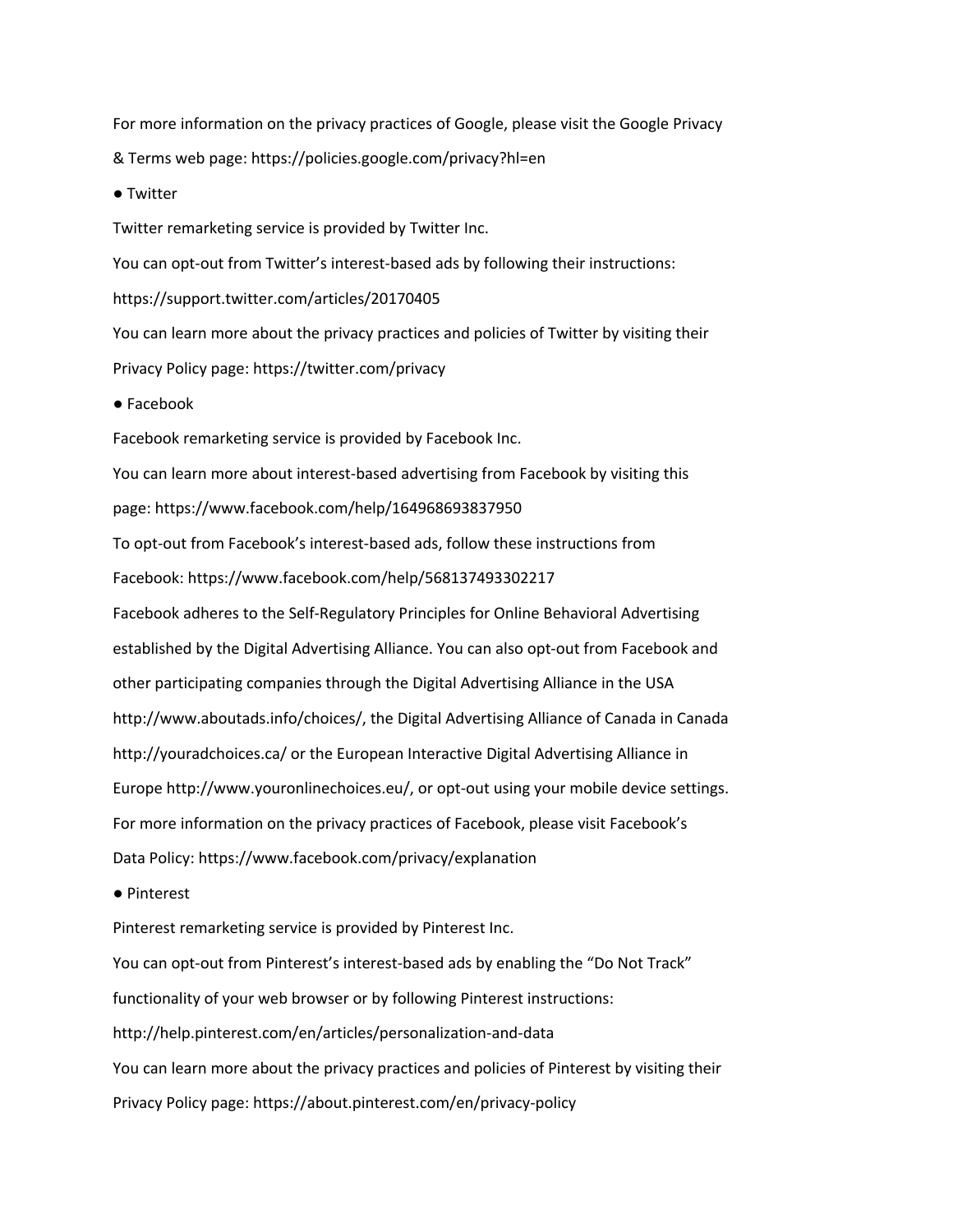For more information on the privacy practices of Google, please visit the Google Privacy & Terms web page: https://policies.google.com/privacy?hl=en

- Twitter

Twitter remarketing service is provided by Twitter Inc.

You can opt-out from Twitter's interest-based ads by following their instructions: https://support.twitter.com/articles/20170405

You can learn more about the privacy practices and policies of Twitter by visiting their Privacy Policy page: https://twitter.com/privacy

- Facebook

Facebook remarketing service is provided by Facebook Inc.

You can learn more about interest-based advertising from Facebook by visiting this page: https://www.facebook.com/help/164968693837950

To opt-out from Facebook's interest-based ads, follow these instructions from Facebook: https://www.facebook.com/help/568137493302217

Facebook adheres to the Self-Regulatory Principles for Online Behavioral Advertising established by the Digital Advertising Alliance. You can also opt-out from Facebook and other participating companies through the Digital Advertising Alliance in the USA http://www.aboutads.info/choices/, the Digital Advertising Alliance of Canada in Canada http://youradchoices.ca/ or the European Interactive Digital Advertising Alliance in Europe http://www.youronlinechoices.eu/, or opt-out using your mobile device settings.

For more information on the privacy practices of Facebook, please visit Facebook's Data Policy: https://www.facebook.com/privacy/explanation

- Pinterest

Pinterest remarketing service is provided by Pinterest Inc.

You can opt-out from Pinterest's interest-based ads by enabling the "Do Not Track" functionality of your web browser or by following Pinterest instructions: http://help.pinterest.com/en/articles/personalization-and-data

You can learn more about the privacy practices and policies of Pinterest by visiting their Privacy Policy page: https://about.pinterest.com/en/privacy-policy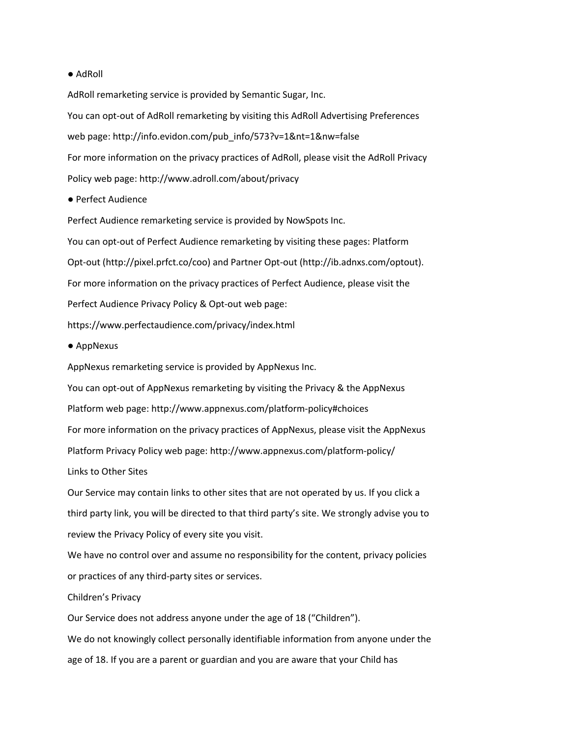- AdRoll

AdRoll remarketing service is provided by Semantic Sugar, Inc.

You can opt-out of AdRoll remarketing by visiting this AdRoll Advertising Preferences web page: http://info.evidon.com/pub_info/573?v=1&nt=1&nw=false

For more information on the privacy practices of AdRoll, please visit the AdRoll Privacy Policy web page: http://www.adroll.com/about/privacy

- Perfect Audience

Perfect Audience remarketing service is provided by NowSpots Inc.

You can opt-out of Perfect Audience remarketing by visiting these pages: Platform Opt-out (http://pixel.prfct.co/coo) and Partner Opt-out (http://ib.adnxs.com/optout).

For more information on the privacy practices of Perfect Audience, please visit the Perfect Audience Privacy Policy & Opt-out web page: https://www.perfectaudience.com/privacy/index.html

- AppNexus

AppNexus remarketing service is provided by AppNexus Inc.

You can opt-out of AppNexus remarketing by visiting the Privacy & the AppNexus Platform web page: http://www.appnexus.com/platform-policy#choices

For more information on the privacy practices of AppNexus, please visit the AppNexus Platform Privacy Policy web page: http://www.appnexus.com/platform-policy/

## Links to Other Sites

Our Service may contain links to other sites that are not operated by us. If you click a third party link, you will be directed to that third party's site. We strongly advise you to review the Privacy Policy of every site you visit.

We have no control over and assume no responsibility for the content, privacy policies or practices of any third-party sites or services.

## Children's Privacy

Our Service does not address anyone under the age of 18 ("Children").

We do not knowingly collect personally identifiable information from anyone under the age of 18. If you are a parent or guardian and you are aware that your Child has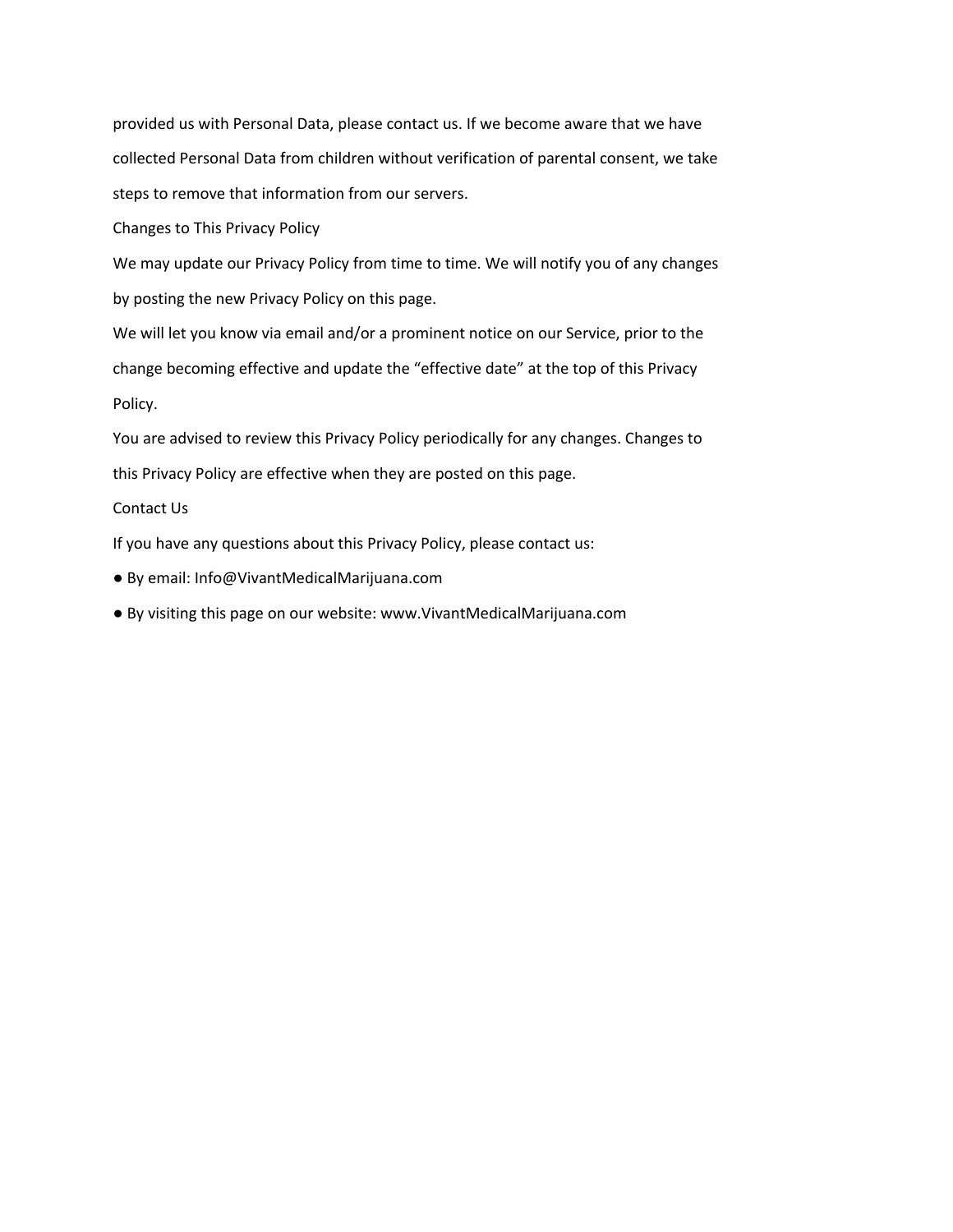provided us with Personal Data, please contact us. If we become aware that we have collected Personal Data from children without verification of parental consent, we take steps to remove that information from our servers.

## Changes to This Privacy Policy

We may update our Privacy Policy from time to time. We will notify you of any changes by posting the new Privacy Policy on this page.

We will let you know via email and/or a prominent notice on our Service, prior to the change becoming effective and update the "effective date" at the top of this Privacy Policy.

You are advised to review this Privacy Policy periodically for any changes. Changes to this Privacy Policy are effective when they are posted on this page.

## Contact Us

If you have any questions about this Privacy Policy, please contact us:

- By email: Info@VivantMedicalMarijuana.com
- By visiting this page on our website: www.VivantMedicalMarijuana.com